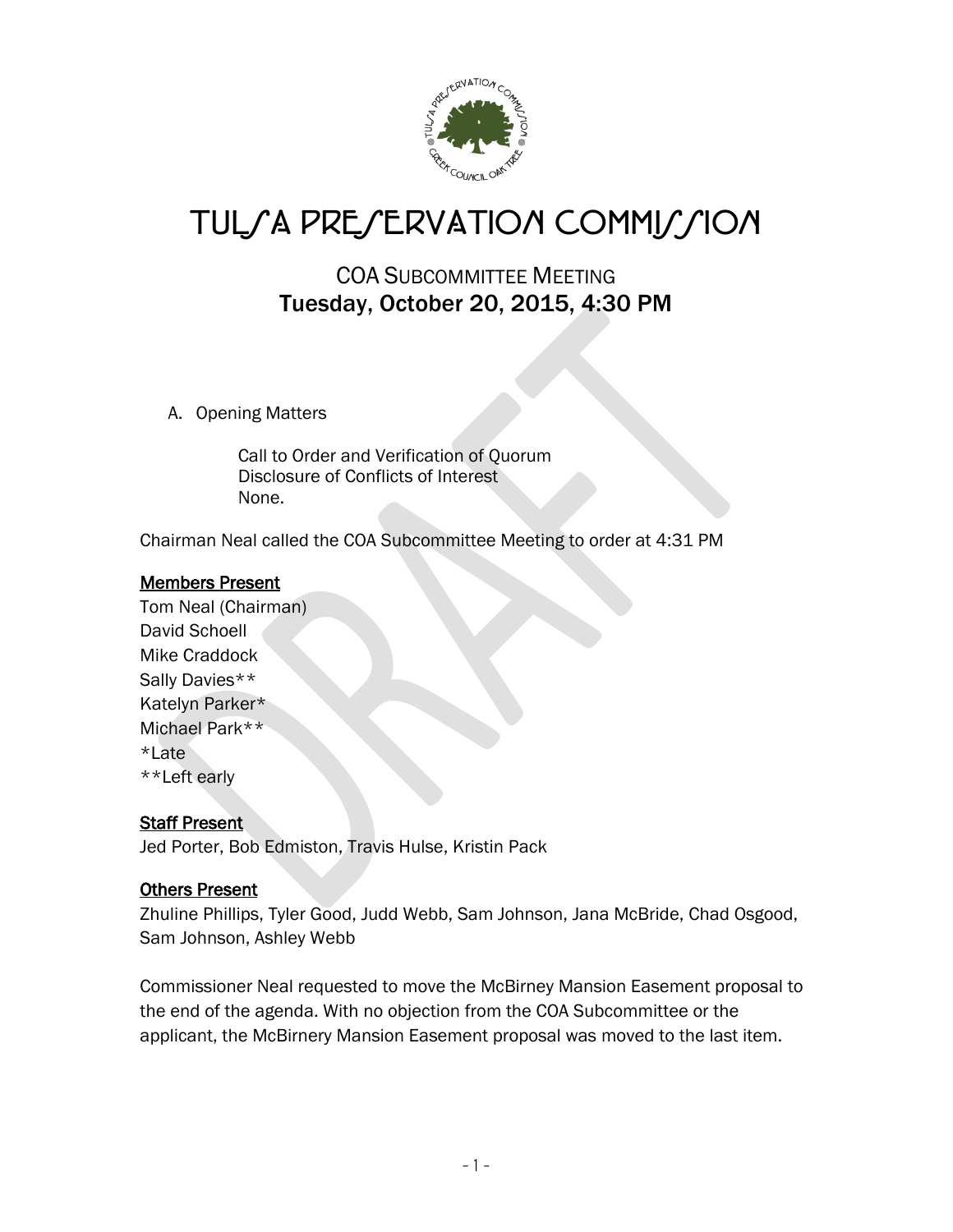# TULSA PRESERVATION COMMISSION

## COA SUBCOMMITTEE MEETING
## Tuesday, October 20, 2015, 4:30 PM

A. Opening Matters

   Call to Order and Verification of Quorum
   Disclosure of Conflicts of Interest
   None.

Chairman Neal called the COA Subcommittee Meeting to order at 4:31 PM

**Members Present**

Tom Neal (Chairman)
David Schoell
Mike Craddock
Sally Davies**
Katelyn Parker*
Michael Park**
*Late
**Left early

**Staff Present**

Jed Porter, Bob Edmiston, Travis Hulse, Kristin Pack

**Others Present**

Zhuline Phillips, Tyler Good, Judd Webb, Sam Johnson, Jana McBride, Chad Osgood, Sam Johnson, Ashley Webb

Commissioner Neal requested to move the McBirney Mansion Easement proposal to the end of the agenda. With no objection from the COA Subcommittee or the applicant, the McBirnery Mansion Easement proposal was moved to the last item.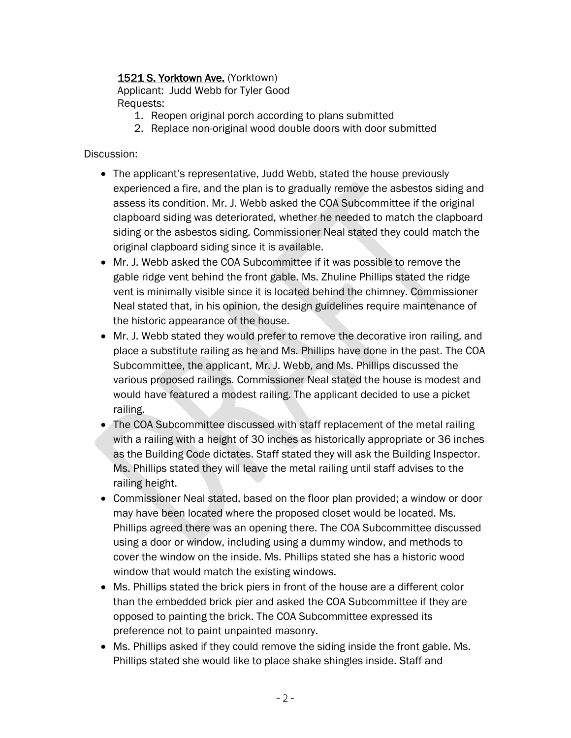<u>1521 S. Yorktown Ave.</u> (Yorktown)
Applicant: Judd Webb for Tyler Good
Requests:

1. Reopen original porch according to plans submitted
2. Replace non-original wood double doors with door submitted

Discussion:

- The applicant's representative, Judd Webb, stated the house previously experienced a fire, and the plan is to gradually remove the asbestos siding and assess its condition. Mr. J. Webb asked the COA Subcommittee if the original clapboard siding was deteriorated, whether he needed to match the clapboard siding or the asbestos siding. Commissioner Neal stated they could match the original clapboard siding since it is available.
- Mr. J. Webb asked the COA Subcommittee if it was possible to remove the gable ridge vent behind the front gable. Ms. Zhuline Phillips stated the ridge vent is minimally visible since it is located behind the chimney. Commissioner Neal stated that, in his opinion, the design guidelines require maintenance of the historic appearance of the house.
- Mr. J. Webb stated they would prefer to remove the decorative iron railing, and place a substitute railing as he and Ms. Phillips have done in the past. The COA Subcommittee, the applicant, Mr. J. Webb, and Ms. Phillips discussed the various proposed railings. Commissioner Neal stated the house is modest and would have featured a modest railing. The applicant decided to use a picket railing.
- The COA Subcommittee discussed with staff replacement of the metal railing with a railing with a height of 30 inches as historically appropriate or 36 inches as the Building Code dictates. Staff stated they will ask the Building Inspector. Ms. Phillips stated they will leave the metal railing until staff advises to the railing height.
- Commissioner Neal stated, based on the floor plan provided; a window or door may have been located where the proposed closet would be located. Ms. Phillips agreed there was an opening there. The COA Subcommittee discussed using a door or window, including using a dummy window, and methods to cover the window on the inside. Ms. Phillips stated she has a historic wood window that would match the existing windows.
- Ms. Phillips stated the brick piers in front of the house are a different color than the embedded brick pier and asked the COA Subcommittee if they are opposed to painting the brick. The COA Subcommittee expressed its preference not to paint unpainted masonry.
- Ms. Phillips asked if they could remove the siding inside the front gable. Ms. Phillips stated she would like to place shake shingles inside. Staff and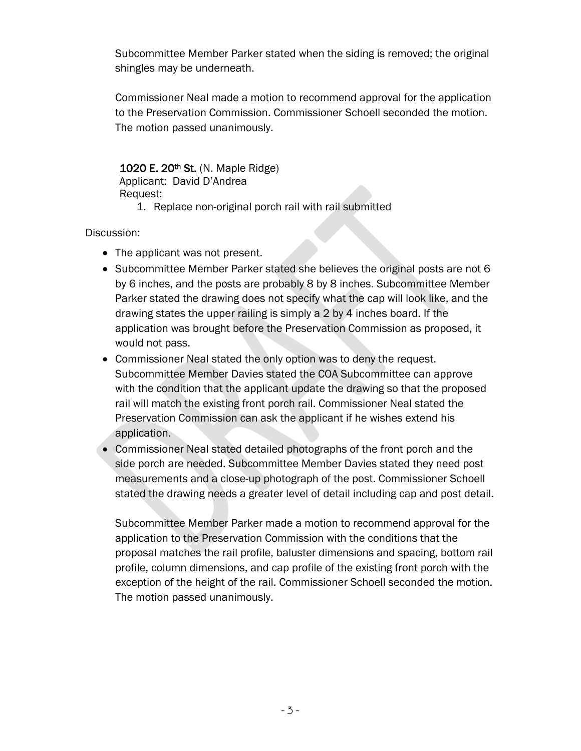Subcommittee Member Parker stated when the siding is removed; the original shingles may be underneath.

Commissioner Neal made a motion to recommend approval for the application to the Preservation Commission. Commissioner Schoell seconded the motion. The motion passed unanimously.

<u>**1020 E. 20th St.**</u> (N. Maple Ridge)
Applicant: David D'Andrea
Request:

1. Replace non-original porch rail with rail submitted

Discussion:

- The applicant was not present.
- Subcommittee Member Parker stated she believes the original posts are not 6 by 6 inches, and the posts are probably 8 by 8 inches. Subcommittee Member Parker stated the drawing does not specify what the cap will look like, and the drawing states the upper railing is simply a 2 by 4 inches board. If the application was brought before the Preservation Commission as proposed, it would not pass.
- Commissioner Neal stated the only option was to deny the request. Subcommittee Member Davies stated the COA Subcommittee can approve with the condition that the applicant update the drawing so that the proposed rail will match the existing front porch rail. Commissioner Neal stated the Preservation Commission can ask the applicant if he wishes extend his application.
- Commissioner Neal stated detailed photographs of the front porch and the side porch are needed. Subcommittee Member Davies stated they need post measurements and a close-up photograph of the post. Commissioner Schoell stated the drawing needs a greater level of detail including cap and post detail.

Subcommittee Member Parker made a motion to recommend approval for the application to the Preservation Commission with the conditions that the proposal matches the rail profile, baluster dimensions and spacing, bottom rail profile, column dimensions, and cap profile of the existing front porch with the exception of the height of the rail. Commissioner Schoell seconded the motion. The motion passed unanimously.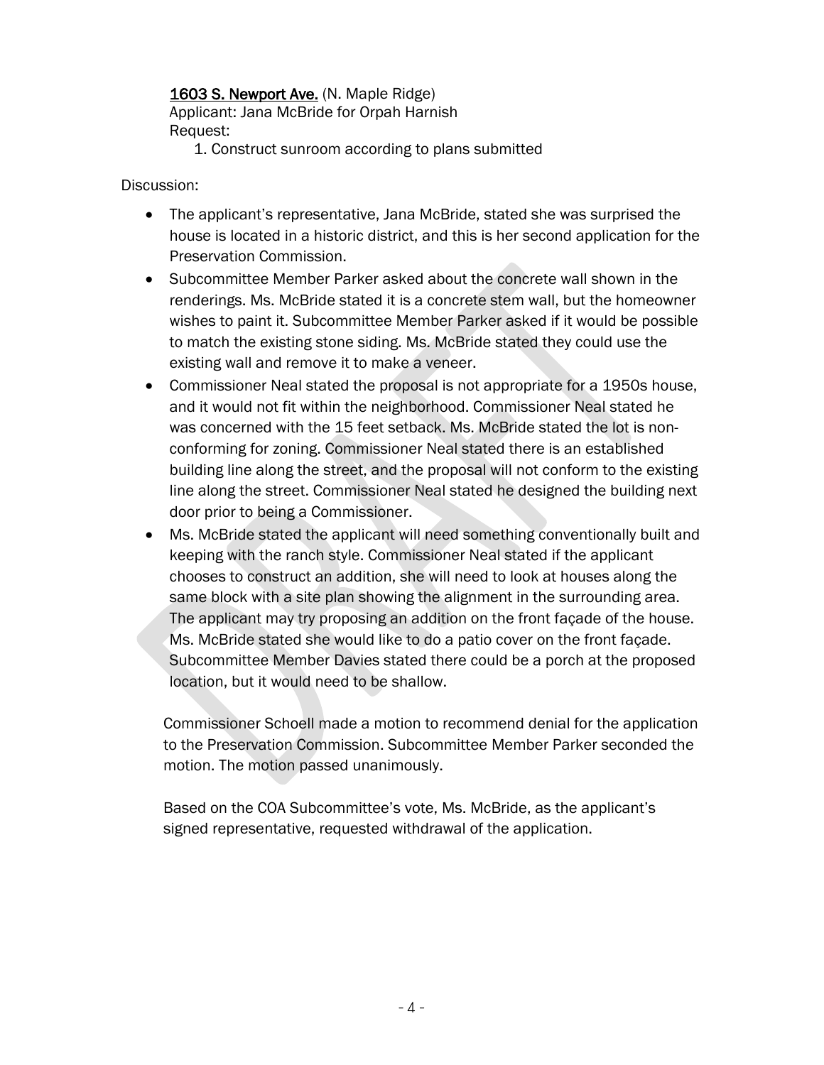<u>1603 S. Newport Ave.</u> (N. Maple Ridge)
Applicant: Jana McBride for Orpah Harnish
Request:

1. Construct sunroom according to plans submitted

Discussion:

- The applicant's representative, Jana McBride, stated she was surprised the house is located in a historic district, and this is her second application for the Preservation Commission.
- Subcommittee Member Parker asked about the concrete wall shown in the renderings. Ms. McBride stated it is a concrete stem wall, but the homeowner wishes to paint it. Subcommittee Member Parker asked if it would be possible to match the existing stone siding. Ms. McBride stated they could use the existing wall and remove it to make a veneer.
- Commissioner Neal stated the proposal is not appropriate for a 1950s house, and it would not fit within the neighborhood. Commissioner Neal stated he was concerned with the 15 feet setback. Ms. McBride stated the lot is non-conforming for zoning. Commissioner Neal stated there is an established building line along the street, and the proposal will not conform to the existing line along the street. Commissioner Neal stated he designed the building next door prior to being a Commissioner.
- Ms. McBride stated the applicant will need something conventionally built and keeping with the ranch style. Commissioner Neal stated if the applicant chooses to construct an addition, she will need to look at houses along the same block with a site plan showing the alignment in the surrounding area. The applicant may try proposing an addition on the front façade of the house. Ms. McBride stated she would like to do a patio cover on the front façade. Subcommittee Member Davies stated there could be a porch at the proposed location, but it would need to be shallow.

Commissioner Schoell made a motion to recommend denial for the application to the Preservation Commission. Subcommittee Member Parker seconded the motion. The motion passed unanimously.

Based on the COA Subcommittee's vote, Ms. McBride, as the applicant's signed representative, requested withdrawal of the application.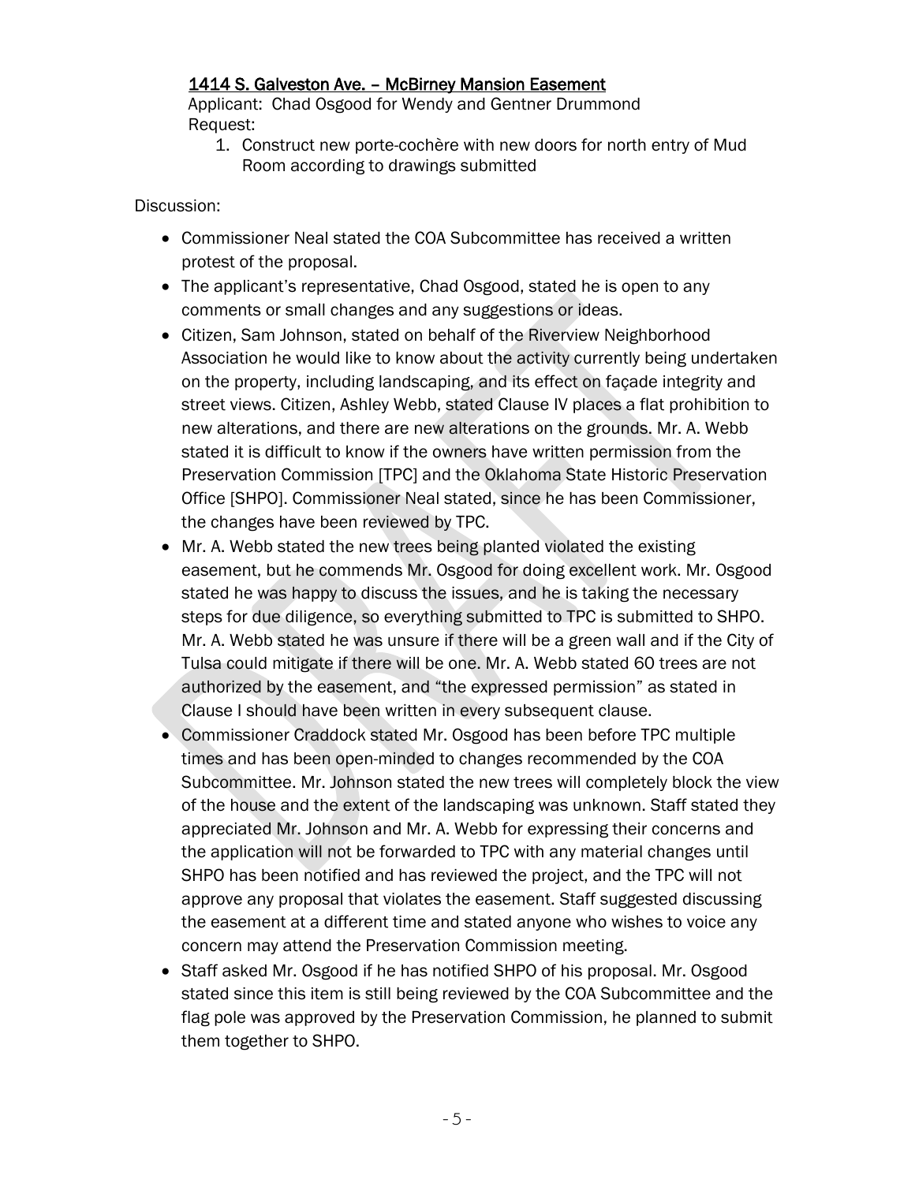<u>1414 S. Galveston Ave. – McBirney Mansion Easement</u>

Applicant: Chad Osgood for Wendy and Gentner Drummond
Request:

1. Construct new porte-cochère with new doors for north entry of Mud Room according to drawings submitted

Discussion:

- Commissioner Neal stated the COA Subcommittee has received a written protest of the proposal.
- The applicant's representative, Chad Osgood, stated he is open to any comments or small changes and any suggestions or ideas.
- Citizen, Sam Johnson, stated on behalf of the Riverview Neighborhood Association he would like to know about the activity currently being undertaken on the property, including landscaping, and its effect on façade integrity and street views. Citizen, Ashley Webb, stated Clause IV places a flat prohibition to new alterations, and there are new alterations on the grounds. Mr. A. Webb stated it is difficult to know if the owners have written permission from the Preservation Commission [TPC] and the Oklahoma State Historic Preservation Office [SHPO]. Commissioner Neal stated, since he has been Commissioner, the changes have been reviewed by TPC.
- Mr. A. Webb stated the new trees being planted violated the existing easement, but he commends Mr. Osgood for doing excellent work. Mr. Osgood stated he was happy to discuss the issues, and he is taking the necessary steps for due diligence, so everything submitted to TPC is submitted to SHPO. Mr. A. Webb stated he was unsure if there will be a green wall and if the City of Tulsa could mitigate if there will be one. Mr. A. Webb stated 60 trees are not authorized by the easement, and "the expressed permission" as stated in Clause I should have been written in every subsequent clause.
- Commissioner Craddock stated Mr. Osgood has been before TPC multiple times and has been open-minded to changes recommended by the COA Subcommittee. Mr. Johnson stated the new trees will completely block the view of the house and the extent of the landscaping was unknown. Staff stated they appreciated Mr. Johnson and Mr. A. Webb for expressing their concerns and the application will not be forwarded to TPC with any material changes until SHPO has been notified and has reviewed the project, and the TPC will not approve any proposal that violates the easement. Staff suggested discussing the easement at a different time and stated anyone who wishes to voice any concern may attend the Preservation Commission meeting.
- Staff asked Mr. Osgood if he has notified SHPO of his proposal. Mr. Osgood stated since this item is still being reviewed by the COA Subcommittee and the flag pole was approved by the Preservation Commission, he planned to submit them together to SHPO.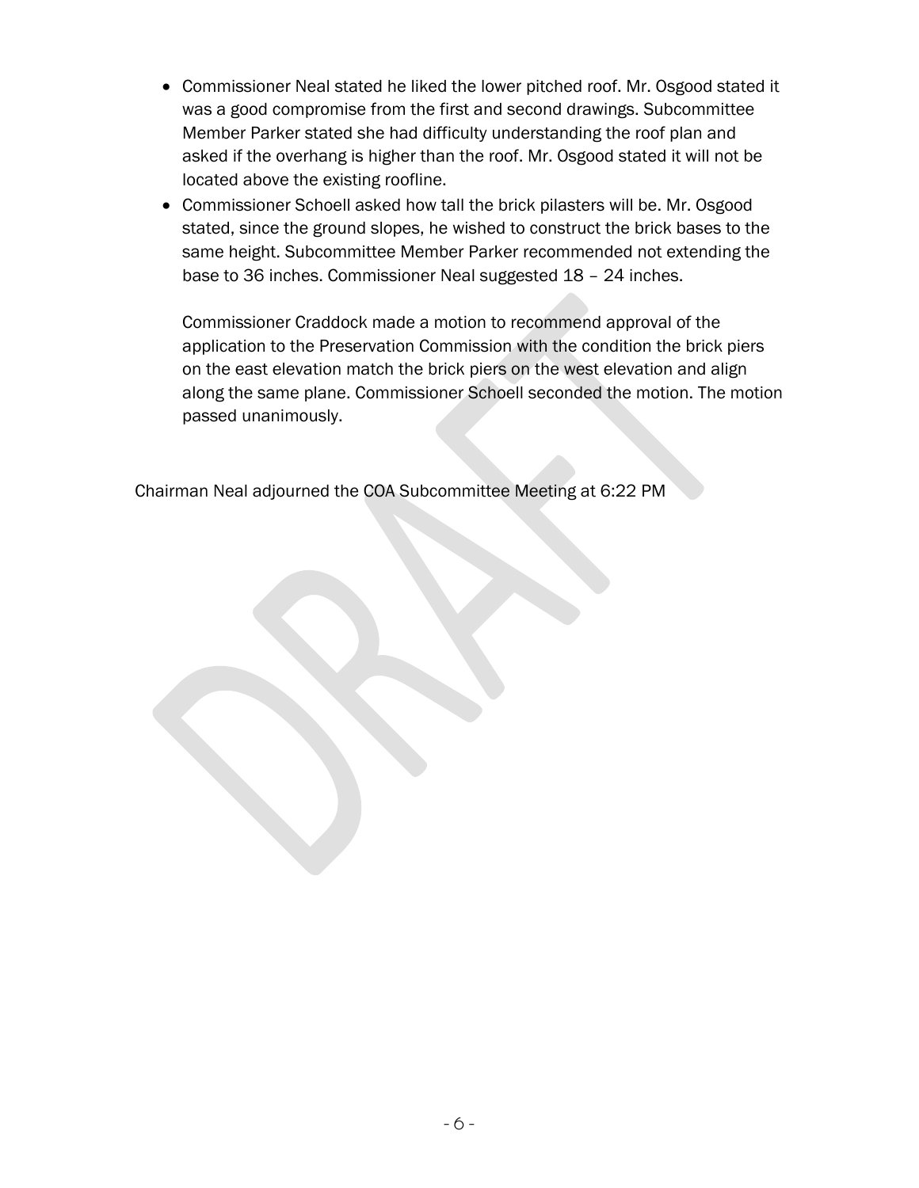- Commissioner Neal stated he liked the lower pitched roof. Mr. Osgood stated it was a good compromise from the first and second drawings. Subcommittee Member Parker stated she had difficulty understanding the roof plan and asked if the overhang is higher than the roof. Mr. Osgood stated it will not be located above the existing roofline.
- Commissioner Schoell asked how tall the brick pilasters will be. Mr. Osgood stated, since the ground slopes, he wished to construct the brick bases to the same height. Subcommittee Member Parker recommended not extending the base to 36 inches. Commissioner Neal suggested 18 – 24 inches.

  Commissioner Craddock made a motion to recommend approval of the application to the Preservation Commission with the condition the brick piers on the east elevation match the brick piers on the west elevation and align along the same plane. Commissioner Schoell seconded the motion. The motion passed unanimously.

Chairman Neal adjourned the COA Subcommittee Meeting at 6:22 PM